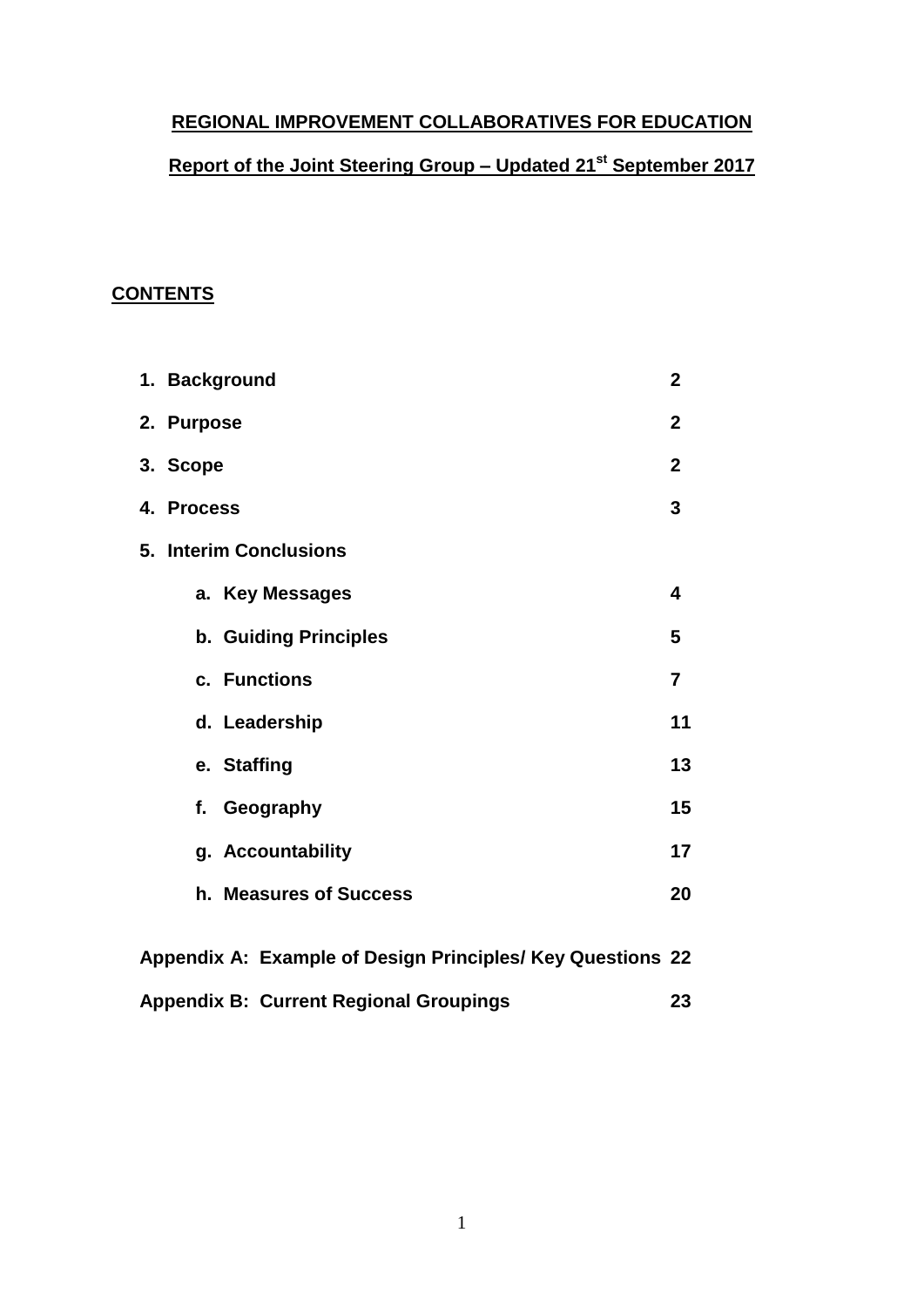# REGIONAL IMPROVEMENT COLLABORATIVES FOR EDUCATION

## Report of the Joint Steering Group – Updated 21st September 2017

**CONTENTS**

| | |
|---|---|
| **1. Background** | **2** |
| **2. Purpose** | **2** |
| **3. Scope** | **2** |
| **4. Process** | **3** |
| **5. Interim Conclusions** | |
| **a. Key Messages** | **4** |
| **b. Guiding Principles** | **5** |
| **c. Functions** | **7** |
| **d. Leadership** | **11** |
| **e. Staffing** | **13** |
| **f. Geography** | **15** |
| **g. Accountability** | **17** |
| **h. Measures of Success** | **20** |
| **Appendix A: Example of Design Principles/ Key Questions** | **22** |
| **Appendix B: Current Regional Groupings** | **23** |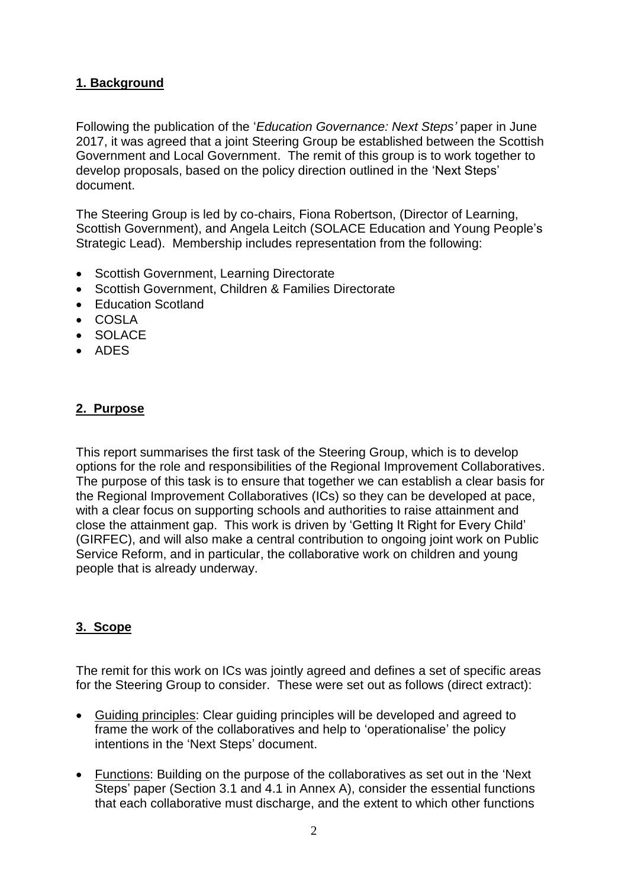## 1. Background

Following the publication of the '*Education Governance: Next Steps'* paper in June 2017, it was agreed that a joint Steering Group be established between the Scottish Government and Local Government. The remit of this group is to work together to develop proposals, based on the policy direction outlined in the 'Next Steps' document.

The Steering Group is led by co-chairs, Fiona Robertson, (Director of Learning, Scottish Government), and Angela Leitch (SOLACE Education and Young People's Strategic Lead). Membership includes representation from the following:

- Scottish Government, Learning Directorate
- Scottish Government, Children & Families Directorate
- Education Scotland
- COSLA
- SOLACE
- ADES

## 2. Purpose

This report summarises the first task of the Steering Group, which is to develop options for the role and responsibilities of the Regional Improvement Collaboratives. The purpose of this task is to ensure that together we can establish a clear basis for the Regional Improvement Collaboratives (ICs) so they can be developed at pace, with a clear focus on supporting schools and authorities to raise attainment and close the attainment gap. This work is driven by 'Getting It Right for Every Child' (GIRFEC), and will also make a central contribution to ongoing joint work on Public Service Reform, and in particular, the collaborative work on children and young people that is already underway.

## 3. Scope

The remit for this work on ICs was jointly agreed and defines a set of specific areas for the Steering Group to consider. These were set out as follows (direct extract):

- Guiding principles: Clear guiding principles will be developed and agreed to frame the work of the collaboratives and help to 'operationalise' the policy intentions in the 'Next Steps' document.
- Functions: Building on the purpose of the collaboratives as set out in the 'Next Steps' paper (Section 3.1 and 4.1 in Annex A), consider the essential functions that each collaborative must discharge, and the extent to which other functions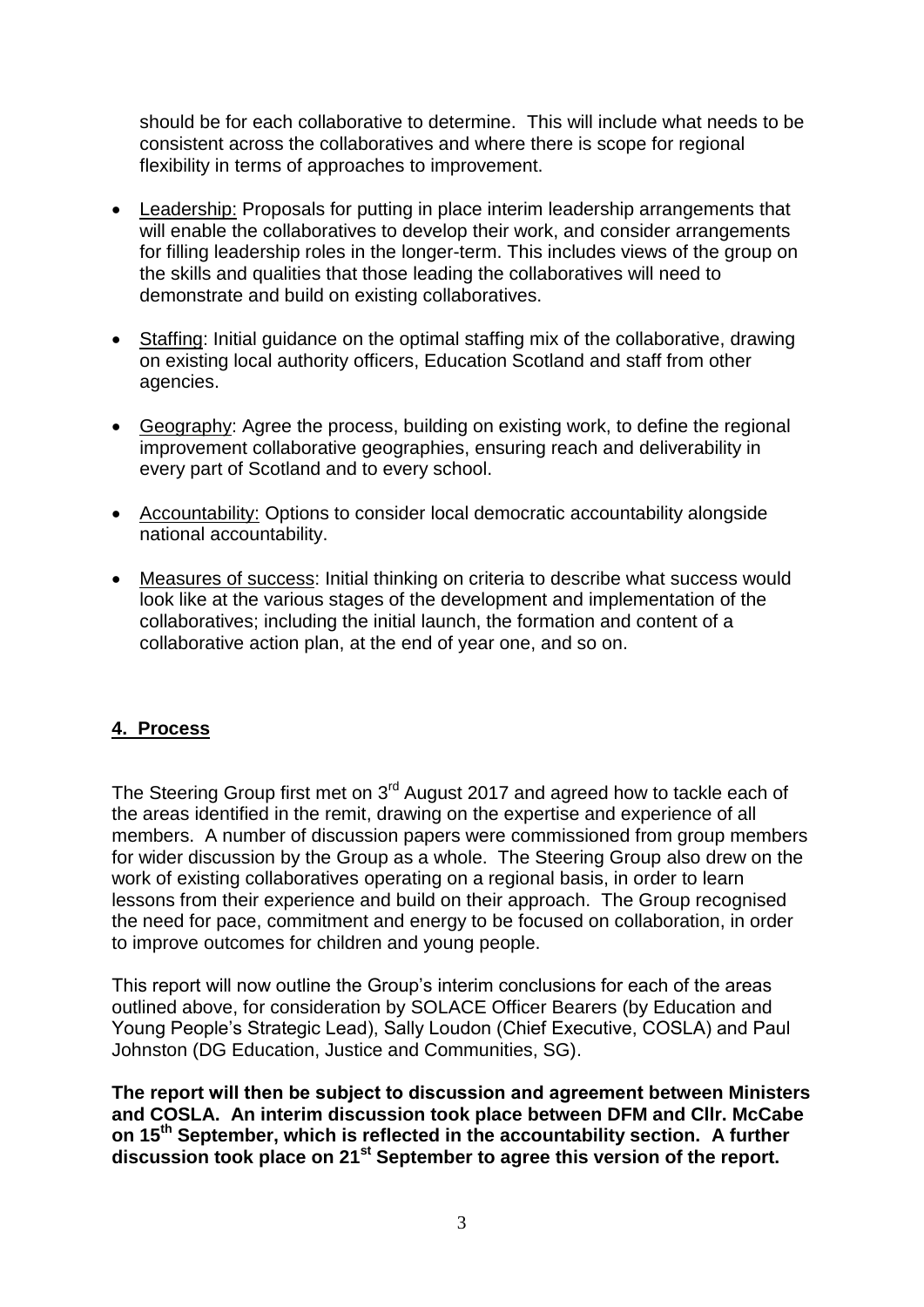should be for each collaborative to determine. This will include what needs to be consistent across the collaboratives and where there is scope for regional flexibility in terms of approaches to improvement.

- Leadership: Proposals for putting in place interim leadership arrangements that will enable the collaboratives to develop their work, and consider arrangements for filling leadership roles in the longer-term. This includes views of the group on the skills and qualities that those leading the collaboratives will need to demonstrate and build on existing collaboratives.
- Staffing: Initial guidance on the optimal staffing mix of the collaborative, drawing on existing local authority officers, Education Scotland and staff from other agencies.
- Geography: Agree the process, building on existing work, to define the regional improvement collaborative geographies, ensuring reach and deliverability in every part of Scotland and to every school.
- Accountability: Options to consider local democratic accountability alongside national accountability.
- Measures of success: Initial thinking on criteria to describe what success would look like at the various stages of the development and implementation of the collaboratives; including the initial launch, the formation and content of a collaborative action plan, at the end of year one, and so on.

## 4. Process

The Steering Group first met on 3rd August 2017 and agreed how to tackle each of the areas identified in the remit, drawing on the expertise and experience of all members. A number of discussion papers were commissioned from group members for wider discussion by the Group as a whole. The Steering Group also drew on the work of existing collaboratives operating on a regional basis, in order to learn lessons from their experience and build on their approach. The Group recognised the need for pace, commitment and energy to be focused on collaboration, in order to improve outcomes for children and young people.

This report will now outline the Group's interim conclusions for each of the areas outlined above, for consideration by SOLACE Officer Bearers (by Education and Young People's Strategic Lead), Sally Loudon (Chief Executive, COSLA) and Paul Johnston (DG Education, Justice and Communities, SG).

**The report will then be subject to discussion and agreement between Ministers and COSLA. An interim discussion took place between DFM and Cllr. McCabe on 15th September, which is reflected in the accountability section. A further discussion took place on 21st September to agree this version of the report.**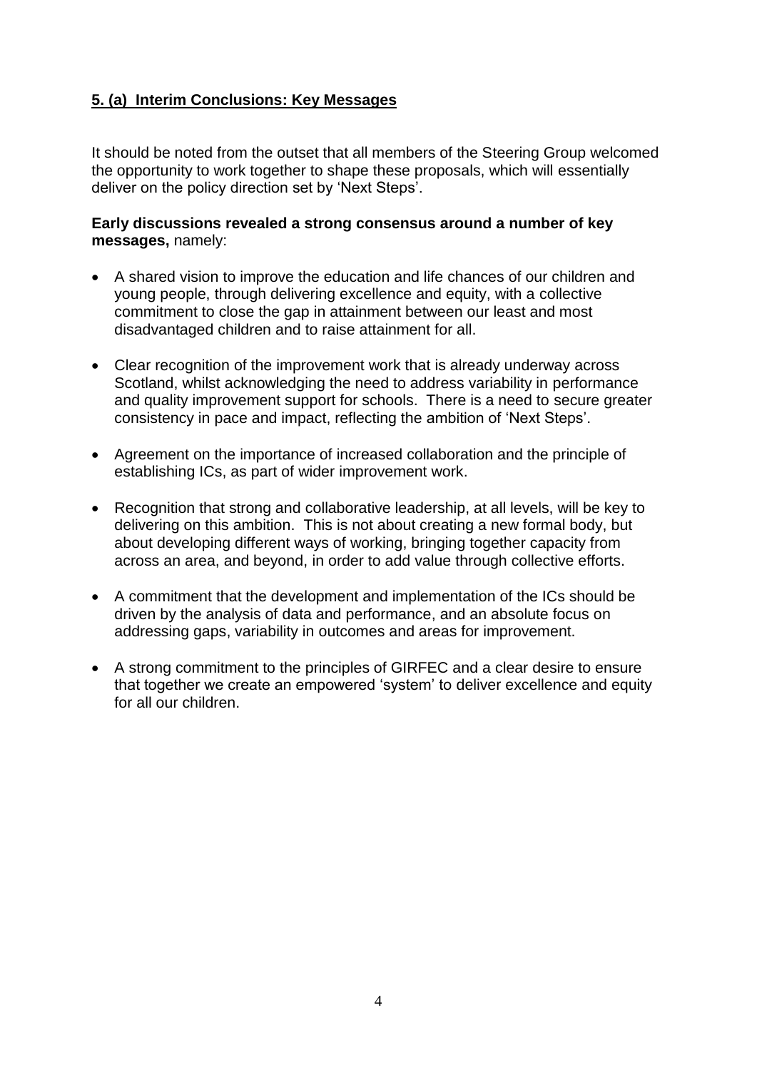## 5. (a) Interim Conclusions: Key Messages

It should be noted from the outset that all members of the Steering Group welcomed the opportunity to work together to shape these proposals, which will essentially deliver on the policy direction set by 'Next Steps'.

**Early discussions revealed a strong consensus around a number of key messages,** namely:

- A shared vision to improve the education and life chances of our children and young people, through delivering excellence and equity, with a collective commitment to close the gap in attainment between our least and most disadvantaged children and to raise attainment for all.
- Clear recognition of the improvement work that is already underway across Scotland, whilst acknowledging the need to address variability in performance and quality improvement support for schools. There is a need to secure greater consistency in pace and impact, reflecting the ambition of 'Next Steps'.
- Agreement on the importance of increased collaboration and the principle of establishing ICs, as part of wider improvement work.
- Recognition that strong and collaborative leadership, at all levels, will be key to delivering on this ambition. This is not about creating a new formal body, but about developing different ways of working, bringing together capacity from across an area, and beyond, in order to add value through collective efforts.
- A commitment that the development and implementation of the ICs should be driven by the analysis of data and performance, and an absolute focus on addressing gaps, variability in outcomes and areas for improvement.
- A strong commitment to the principles of GIRFEC and a clear desire to ensure that together we create an empowered 'system' to deliver excellence and equity for all our children.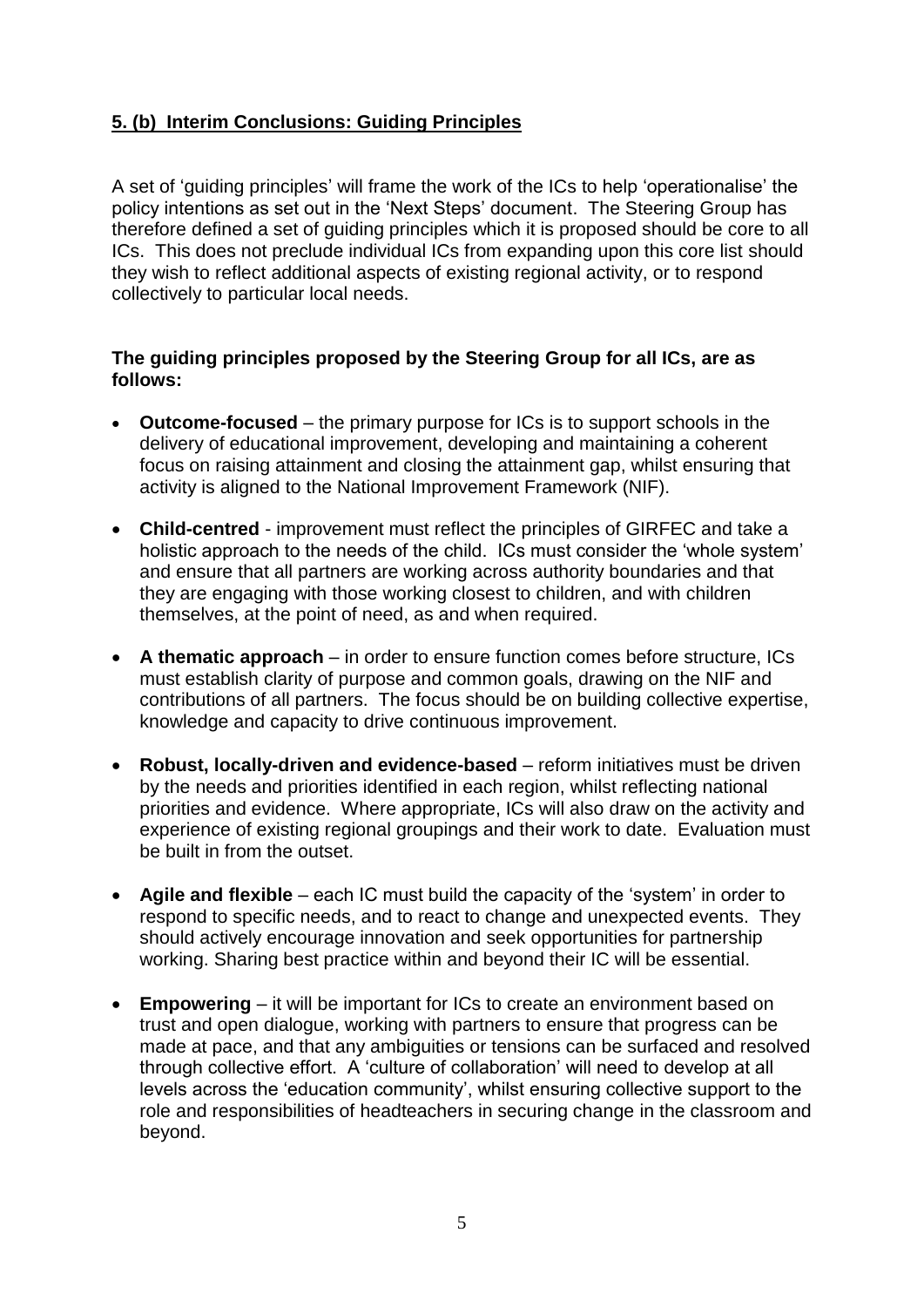## 5. (b) Interim Conclusions: Guiding Principles

A set of 'guiding principles' will frame the work of the ICs to help 'operationalise' the policy intentions as set out in the 'Next Steps' document. The Steering Group has therefore defined a set of guiding principles which it is proposed should be core to all ICs. This does not preclude individual ICs from expanding upon this core list should they wish to reflect additional aspects of existing regional activity, or to respond collectively to particular local needs.

**The guiding principles proposed by the Steering Group for all ICs, are as follows:**

- **Outcome-focused** – the primary purpose for ICs is to support schools in the delivery of educational improvement, developing and maintaining a coherent focus on raising attainment and closing the attainment gap, whilst ensuring that activity is aligned to the National Improvement Framework (NIF).
- **Child-centred** - improvement must reflect the principles of GIRFEC and take a holistic approach to the needs of the child. ICs must consider the 'whole system' and ensure that all partners are working across authority boundaries and that they are engaging with those working closest to children, and with children themselves, at the point of need, as and when required.
- **A thematic approach** – in order to ensure function comes before structure, ICs must establish clarity of purpose and common goals, drawing on the NIF and contributions of all partners. The focus should be on building collective expertise, knowledge and capacity to drive continuous improvement.
- **Robust, locally-driven and evidence-based** – reform initiatives must be driven by the needs and priorities identified in each region, whilst reflecting national priorities and evidence. Where appropriate, ICs will also draw on the activity and experience of existing regional groupings and their work to date. Evaluation must be built in from the outset.
- **Agile and flexible** – each IC must build the capacity of the 'system' in order to respond to specific needs, and to react to change and unexpected events. They should actively encourage innovation and seek opportunities for partnership working. Sharing best practice within and beyond their IC will be essential.
- **Empowering** – it will be important for ICs to create an environment based on trust and open dialogue, working with partners to ensure that progress can be made at pace, and that any ambiguities or tensions can be surfaced and resolved through collective effort. A 'culture of collaboration' will need to develop at all levels across the 'education community', whilst ensuring collective support to the role and responsibilities of headteachers in securing change in the classroom and beyond.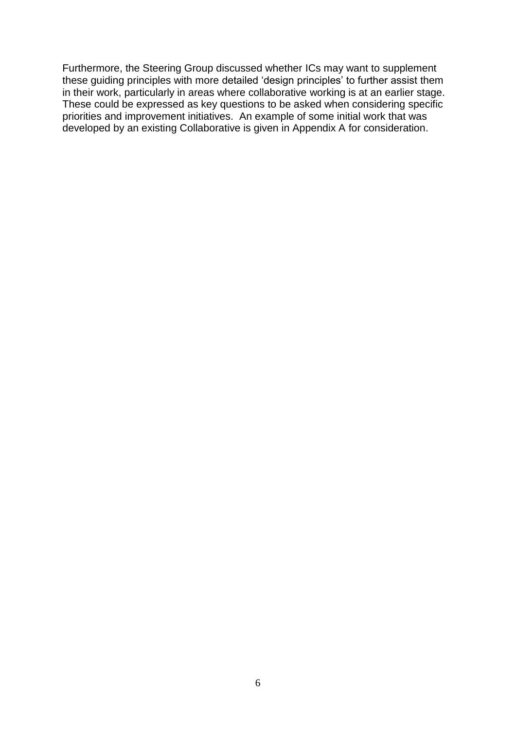Furthermore, the Steering Group discussed whether ICs may want to supplement these guiding principles with more detailed 'design principles' to further assist them in their work, particularly in areas where collaborative working is at an earlier stage. These could be expressed as key questions to be asked when considering specific priorities and improvement initiatives. An example of some initial work that was developed by an existing Collaborative is given in Appendix A for consideration.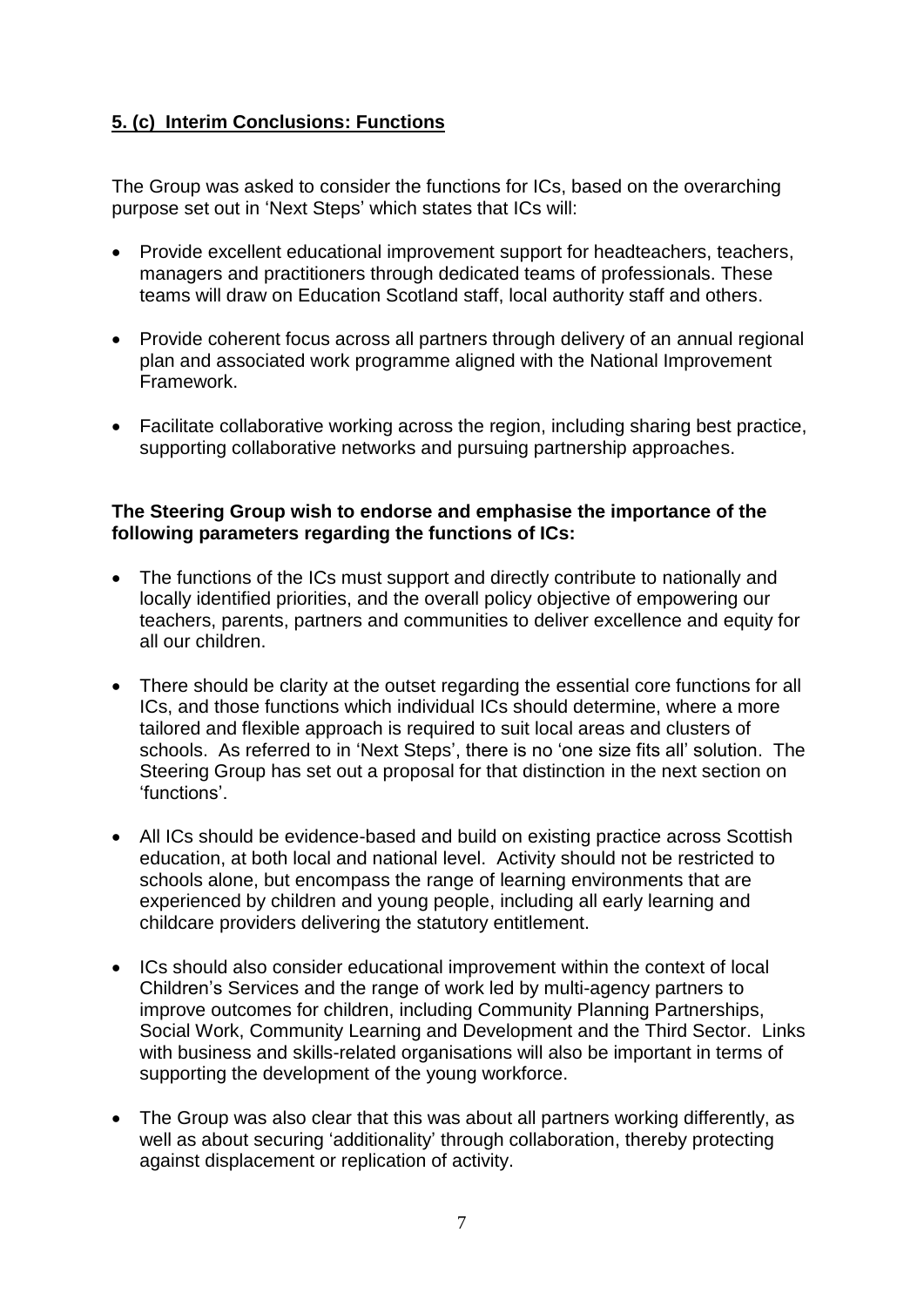## **5. (c) Interim Conclusions: Functions**

The Group was asked to consider the functions for ICs, based on the overarching purpose set out in 'Next Steps' which states that ICs will:

- Provide excellent educational improvement support for headteachers, teachers, managers and practitioners through dedicated teams of professionals. These teams will draw on Education Scotland staff, local authority staff and others.
- Provide coherent focus across all partners through delivery of an annual regional plan and associated work programme aligned with the National Improvement Framework.
- Facilitate collaborative working across the region, including sharing best practice, supporting collaborative networks and pursuing partnership approaches.

**The Steering Group wish to endorse and emphasise the importance of the following parameters regarding the functions of ICs:**

- The functions of the ICs must support and directly contribute to nationally and locally identified priorities, and the overall policy objective of empowering our teachers, parents, partners and communities to deliver excellence and equity for all our children.
- There should be clarity at the outset regarding the essential core functions for all ICs, and those functions which individual ICs should determine, where a more tailored and flexible approach is required to suit local areas and clusters of schools. As referred to in 'Next Steps', there is no 'one size fits all' solution. The Steering Group has set out a proposal for that distinction in the next section on 'functions'.
- All ICs should be evidence-based and build on existing practice across Scottish education, at both local and national level. Activity should not be restricted to schools alone, but encompass the range of learning environments that are experienced by children and young people, including all early learning and childcare providers delivering the statutory entitlement.
- ICs should also consider educational improvement within the context of local Children's Services and the range of work led by multi-agency partners to improve outcomes for children, including Community Planning Partnerships, Social Work, Community Learning and Development and the Third Sector. Links with business and skills-related organisations will also be important in terms of supporting the development of the young workforce.
- The Group was also clear that this was about all partners working differently, as well as about securing 'additionality' through collaboration, thereby protecting against displacement or replication of activity.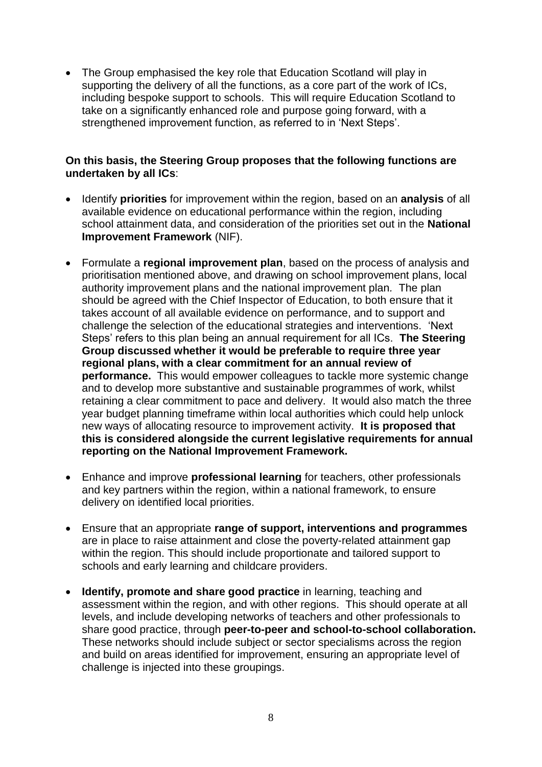- The Group emphasised the key role that Education Scotland will play in supporting the delivery of all the functions, as a core part of the work of ICs, including bespoke support to schools. This will require Education Scotland to take on a significantly enhanced role and purpose going forward, with a strengthened improvement function, as referred to in 'Next Steps'.

**On this basis, the Steering Group proposes that the following functions are undertaken by all ICs**:

- Identify **priorities** for improvement within the region, based on an **analysis** of all available evidence on educational performance within the region, including school attainment data, and consideration of the priorities set out in the **National Improvement Framework** (NIF).

- Formulate a **regional improvement plan**, based on the process of analysis and prioritisation mentioned above, and drawing on school improvement plans, local authority improvement plans and the national improvement plan. The plan should be agreed with the Chief Inspector of Education, to both ensure that it takes account of all available evidence on performance, and to support and challenge the selection of the educational strategies and interventions. 'Next Steps' refers to this plan being an annual requirement for all ICs. **The Steering Group discussed whether it would be preferable to require three year regional plans, with a clear commitment for an annual review of performance.** This would empower colleagues to tackle more systemic change and to develop more substantive and sustainable programmes of work, whilst retaining a clear commitment to pace and delivery. It would also match the three year budget planning timeframe within local authorities which could help unlock new ways of allocating resource to improvement activity. **It is proposed that this is considered alongside the current legislative requirements for annual reporting on the National Improvement Framework.**

- Enhance and improve **professional learning** for teachers, other professionals and key partners within the region, within a national framework, to ensure delivery on identified local priorities.

- Ensure that an appropriate **range of support, interventions and programmes** are in place to raise attainment and close the poverty-related attainment gap within the region. This should include proportionate and tailored support to schools and early learning and childcare providers.

- **Identify, promote and share good practice** in learning, teaching and assessment within the region, and with other regions. This should operate at all levels, and include developing networks of teachers and other professionals to share good practice, through **peer-to-peer and school-to-school collaboration.** These networks should include subject or sector specialisms across the region and build on areas identified for improvement, ensuring an appropriate level of challenge is injected into these groupings.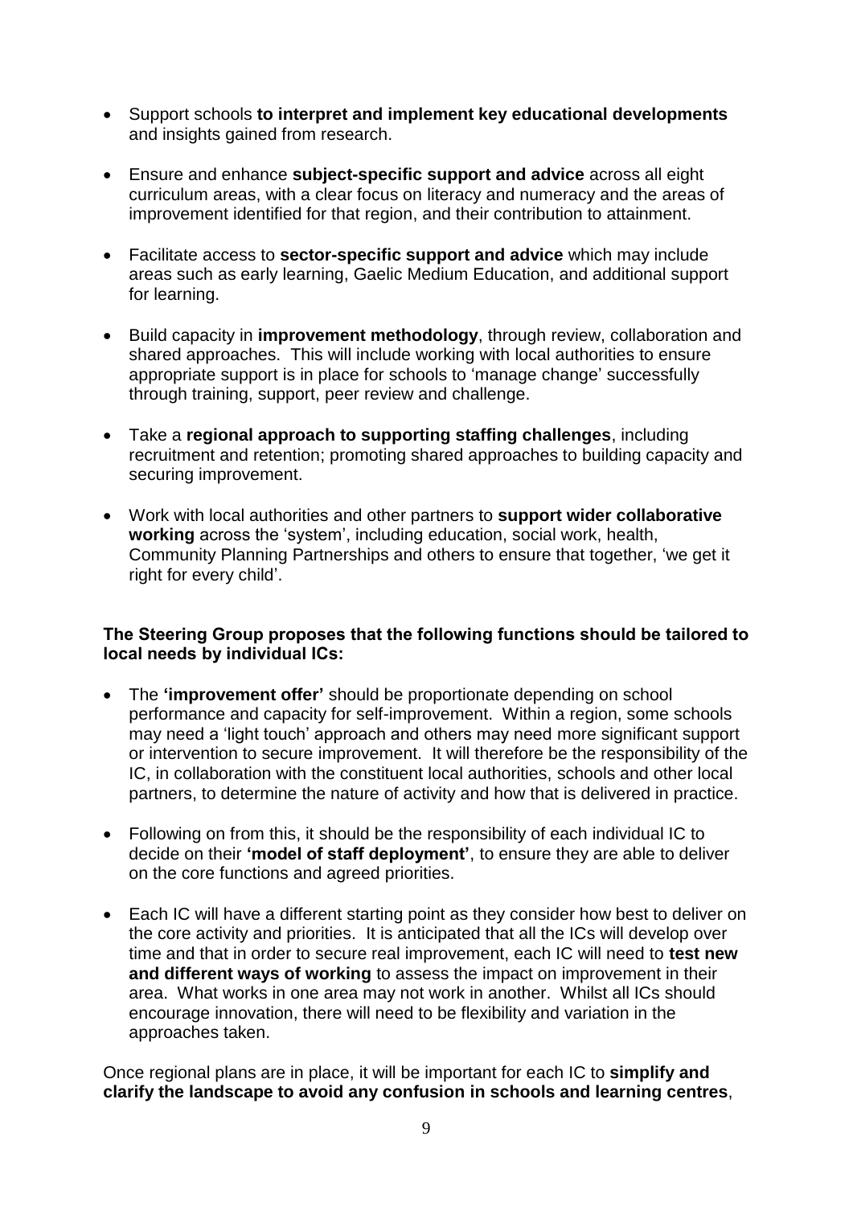- Support schools **to interpret and implement key educational developments** and insights gained from research.

- Ensure and enhance **subject-specific support and advice** across all eight curriculum areas, with a clear focus on literacy and numeracy and the areas of improvement identified for that region, and their contribution to attainment.

- Facilitate access to **sector-specific support and advice** which may include areas such as early learning, Gaelic Medium Education, and additional support for learning.

- Build capacity in **improvement methodology**, through review, collaboration and shared approaches. This will include working with local authorities to ensure appropriate support is in place for schools to 'manage change' successfully through training, support, peer review and challenge.

- Take a **regional approach to supporting staffing challenges**, including recruitment and retention; promoting shared approaches to building capacity and securing improvement.

- Work with local authorities and other partners to **support wider collaborative working** across the 'system', including education, social work, health, Community Planning Partnerships and others to ensure that together, 'we get it right for every child'.

**The Steering Group proposes that the following functions should be tailored to local needs by individual ICs:**

- The **'improvement offer'** should be proportionate depending on school performance and capacity for self-improvement. Within a region, some schools may need a 'light touch' approach and others may need more significant support or intervention to secure improvement. It will therefore be the responsibility of the IC, in collaboration with the constituent local authorities, schools and other local partners, to determine the nature of activity and how that is delivered in practice.

- Following on from this, it should be the responsibility of each individual IC to decide on their **'model of staff deployment'**, to ensure they are able to deliver on the core functions and agreed priorities.

- Each IC will have a different starting point as they consider how best to deliver on the core activity and priorities. It is anticipated that all the ICs will develop over time and that in order to secure real improvement, each IC will need to **test new and different ways of working** to assess the impact on improvement in their area. What works in one area may not work in another. Whilst all ICs should encourage innovation, there will need to be flexibility and variation in the approaches taken.

Once regional plans are in place, it will be important for each IC to **simplify and clarify the landscape to avoid any confusion in schools and learning centres**,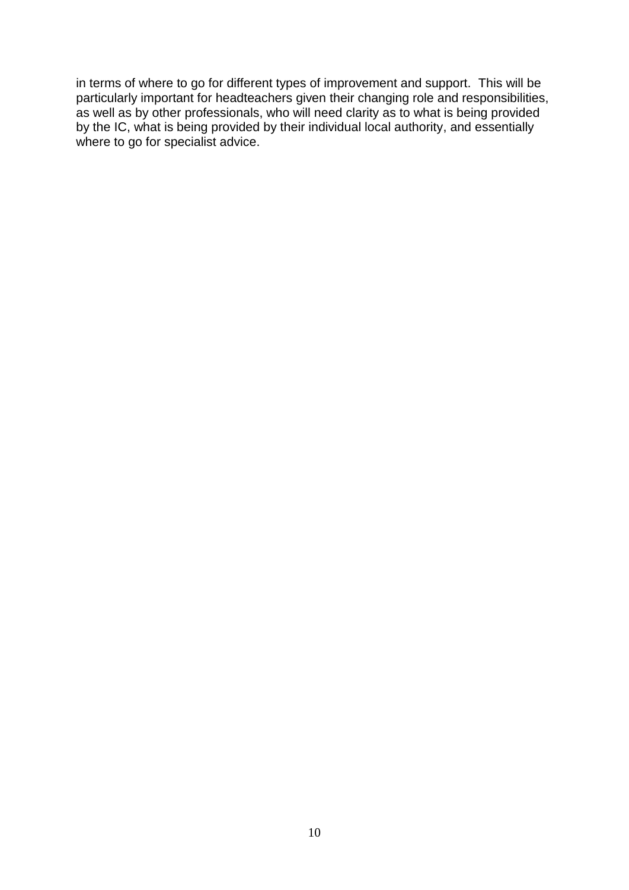in terms of where to go for different types of improvement and support. This will be particularly important for headteachers given their changing role and responsibilities, as well as by other professionals, who will need clarity as to what is being provided by the IC, what is being provided by their individual local authority, and essentially where to go for specialist advice.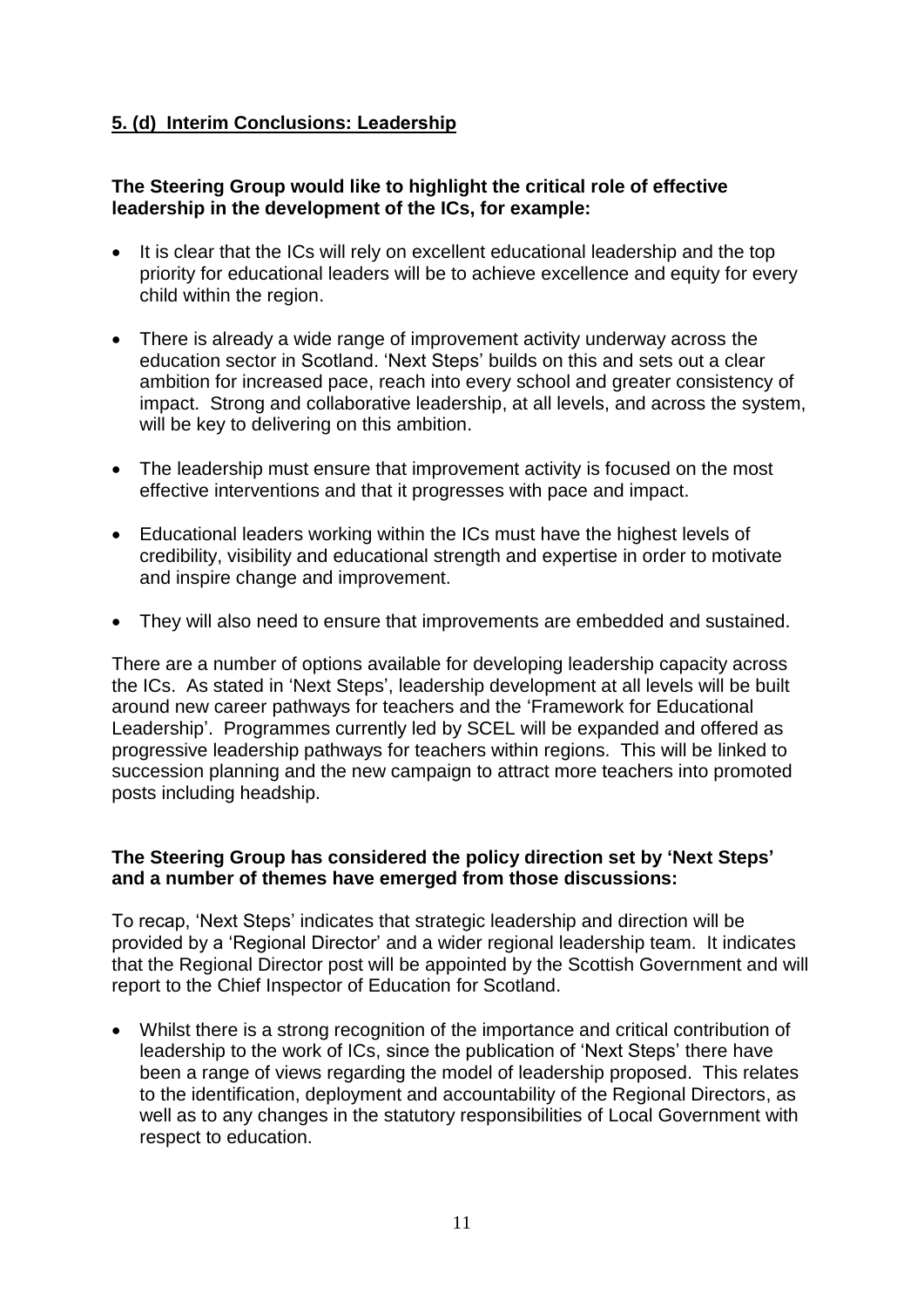## 5. (d) Interim Conclusions: Leadership

**The Steering Group would like to highlight the critical role of effective leadership in the development of the ICs, for example:**

- It is clear that the ICs will rely on excellent educational leadership and the top priority for educational leaders will be to achieve excellence and equity for every child within the region.
- There is already a wide range of improvement activity underway across the education sector in Scotland. 'Next Steps' builds on this and sets out a clear ambition for increased pace, reach into every school and greater consistency of impact. Strong and collaborative leadership, at all levels, and across the system, will be key to delivering on this ambition.
- The leadership must ensure that improvement activity is focused on the most effective interventions and that it progresses with pace and impact.
- Educational leaders working within the ICs must have the highest levels of credibility, visibility and educational strength and expertise in order to motivate and inspire change and improvement.
- They will also need to ensure that improvements are embedded and sustained.

There are a number of options available for developing leadership capacity across the ICs. As stated in 'Next Steps', leadership development at all levels will be built around new career pathways for teachers and the 'Framework for Educational Leadership'. Programmes currently led by SCEL will be expanded and offered as progressive leadership pathways for teachers within regions. This will be linked to succession planning and the new campaign to attract more teachers into promoted posts including headship.

**The Steering Group has considered the policy direction set by 'Next Steps' and a number of themes have emerged from those discussions:**

To recap, 'Next Steps' indicates that strategic leadership and direction will be provided by a 'Regional Director' and a wider regional leadership team. It indicates that the Regional Director post will be appointed by the Scottish Government and will report to the Chief Inspector of Education for Scotland.

- Whilst there is a strong recognition of the importance and critical contribution of leadership to the work of ICs, since the publication of 'Next Steps' there have been a range of views regarding the model of leadership proposed. This relates to the identification, deployment and accountability of the Regional Directors, as well as to any changes in the statutory responsibilities of Local Government with respect to education.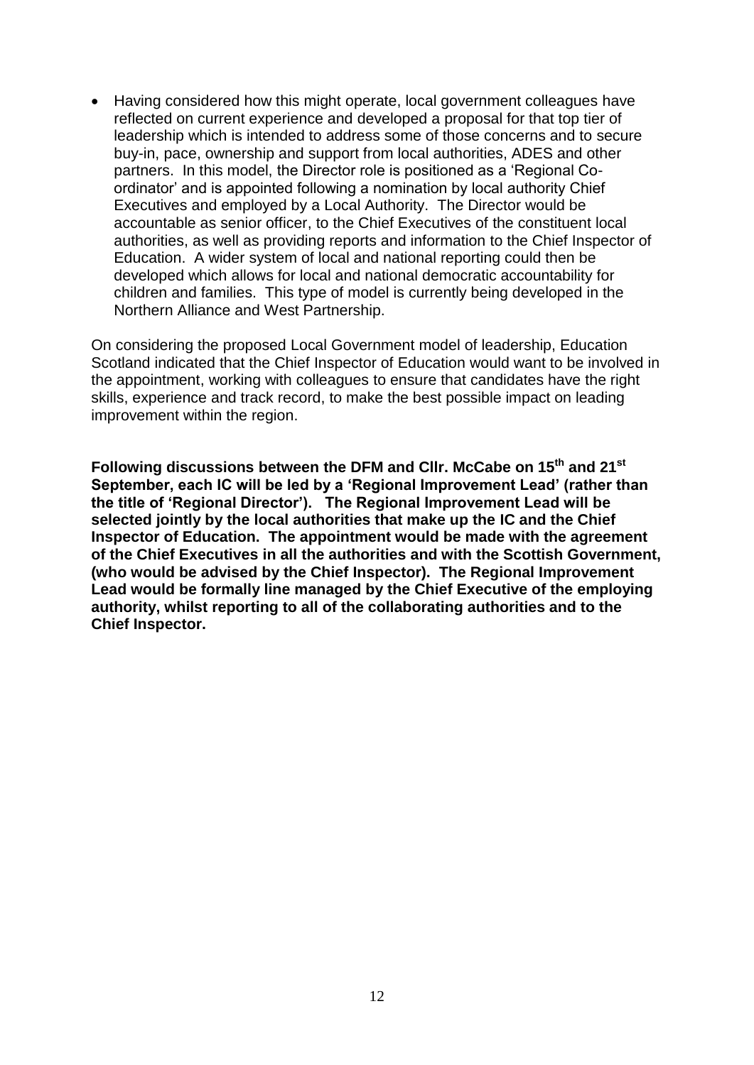- Having considered how this might operate, local government colleagues have reflected on current experience and developed a proposal for that top tier of leadership which is intended to address some of those concerns and to secure buy-in, pace, ownership and support from local authorities, ADES and other partners. In this model, the Director role is positioned as a 'Regional Co-ordinator' and is appointed following a nomination by local authority Chief Executives and employed by a Local Authority. The Director would be accountable as senior officer, to the Chief Executives of the constituent local authorities, as well as providing reports and information to the Chief Inspector of Education. A wider system of local and national reporting could then be developed which allows for local and national democratic accountability for children and families. This type of model is currently being developed in the Northern Alliance and West Partnership.

On considering the proposed Local Government model of leadership, Education Scotland indicated that the Chief Inspector of Education would want to be involved in the appointment, working with colleagues to ensure that candidates have the right skills, experience and track record, to make the best possible impact on leading improvement within the region.

**Following discussions between the DFM and Cllr. McCabe on 15th and 21st September, each IC will be led by a 'Regional Improvement Lead' (rather than the title of 'Regional Director'). The Regional Improvement Lead will be selected jointly by the local authorities that make up the IC and the Chief Inspector of Education. The appointment would be made with the agreement of the Chief Executives in all the authorities and with the Scottish Government, (who would be advised by the Chief Inspector). The Regional Improvement Lead would be formally line managed by the Chief Executive of the employing authority, whilst reporting to all of the collaborating authorities and to the Chief Inspector.**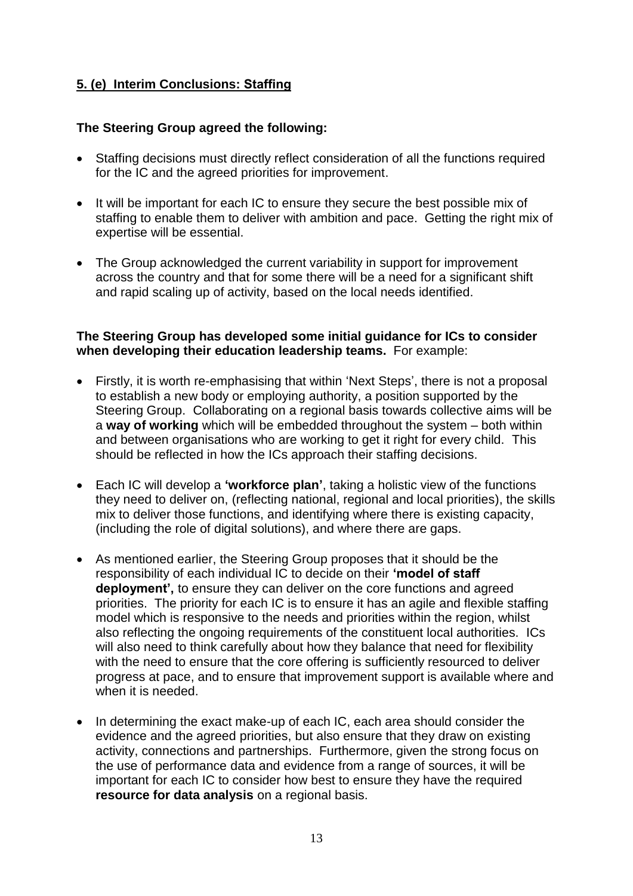## **5. (e) Interim Conclusions: Staffing**

**The Steering Group agreed the following:**

- Staffing decisions must directly reflect consideration of all the functions required for the IC and the agreed priorities for improvement.
- It will be important for each IC to ensure they secure the best possible mix of staffing to enable them to deliver with ambition and pace. Getting the right mix of expertise will be essential.
- The Group acknowledged the current variability in support for improvement across the country and that for some there will be a need for a significant shift and rapid scaling up of activity, based on the local needs identified.

**The Steering Group has developed some initial guidance for ICs to consider when developing their education leadership teams.** For example:

- Firstly, it is worth re-emphasising that within 'Next Steps', there is not a proposal to establish a new body or employing authority, a position supported by the Steering Group. Collaborating on a regional basis towards collective aims will be a **way of working** which will be embedded throughout the system – both within and between organisations who are working to get it right for every child. This should be reflected in how the ICs approach their staffing decisions.
- Each IC will develop a **'workforce plan'**, taking a holistic view of the functions they need to deliver on, (reflecting national, regional and local priorities), the skills mix to deliver those functions, and identifying where there is existing capacity, (including the role of digital solutions), and where there are gaps.
- As mentioned earlier, the Steering Group proposes that it should be the responsibility of each individual IC to decide on their **'model of staff deployment',** to ensure they can deliver on the core functions and agreed priorities. The priority for each IC is to ensure it has an agile and flexible staffing model which is responsive to the needs and priorities within the region, whilst also reflecting the ongoing requirements of the constituent local authorities. ICs will also need to think carefully about how they balance that need for flexibility with the need to ensure that the core offering is sufficiently resourced to deliver progress at pace, and to ensure that improvement support is available where and when it is needed.
- In determining the exact make-up of each IC, each area should consider the evidence and the agreed priorities, but also ensure that they draw on existing activity, connections and partnerships. Furthermore, given the strong focus on the use of performance data and evidence from a range of sources, it will be important for each IC to consider how best to ensure they have the required **resource for data analysis** on a regional basis.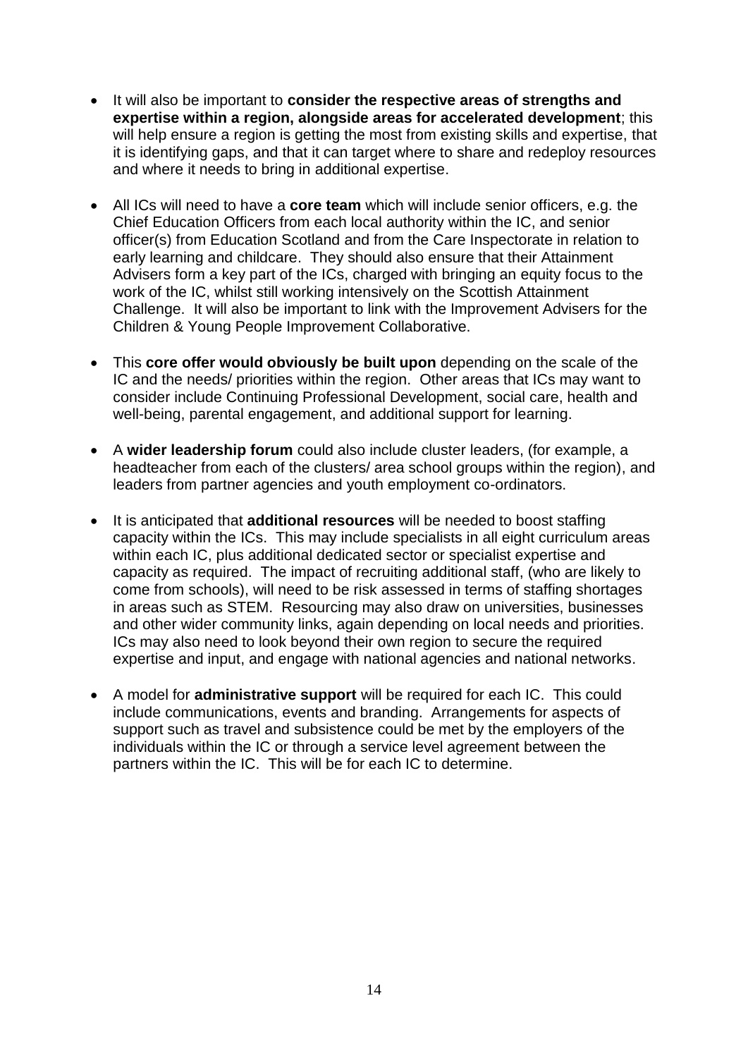- It will also be important to **consider the respective areas of strengths and expertise within a region, alongside areas for accelerated development**; this will help ensure a region is getting the most from existing skills and expertise, that it is identifying gaps, and that it can target where to share and redeploy resources and where it needs to bring in additional expertise.

- All ICs will need to have a **core team** which will include senior officers, e.g. the Chief Education Officers from each local authority within the IC, and senior officer(s) from Education Scotland and from the Care Inspectorate in relation to early learning and childcare. They should also ensure that their Attainment Advisers form a key part of the ICs, charged with bringing an equity focus to the work of the IC, whilst still working intensively on the Scottish Attainment Challenge. It will also be important to link with the Improvement Advisers for the Children & Young People Improvement Collaborative.

- This **core offer would obviously be built upon** depending on the scale of the IC and the needs/ priorities within the region. Other areas that ICs may want to consider include Continuing Professional Development, social care, health and well-being, parental engagement, and additional support for learning.

- A **wider leadership forum** could also include cluster leaders, (for example, a headteacher from each of the clusters/ area school groups within the region), and leaders from partner agencies and youth employment co-ordinators.

- It is anticipated that **additional resources** will be needed to boost staffing capacity within the ICs. This may include specialists in all eight curriculum areas within each IC, plus additional dedicated sector or specialist expertise and capacity as required. The impact of recruiting additional staff, (who are likely to come from schools), will need to be risk assessed in terms of staffing shortages in areas such as STEM. Resourcing may also draw on universities, businesses and other wider community links, again depending on local needs and priorities. ICs may also need to look beyond their own region to secure the required expertise and input, and engage with national agencies and national networks.

- A model for **administrative support** will be required for each IC. This could include communications, events and branding. Arrangements for aspects of support such as travel and subsistence could be met by the employers of the individuals within the IC or through a service level agreement between the partners within the IC. This will be for each IC to determine.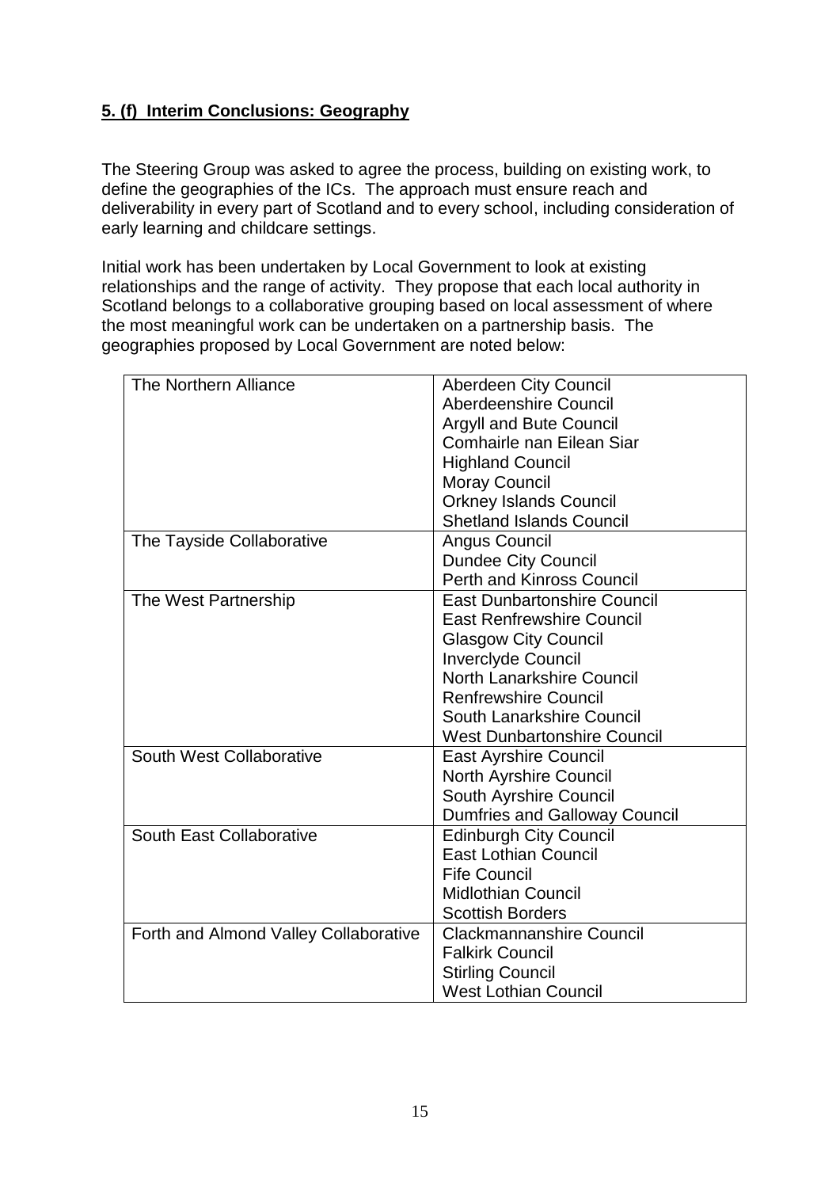## 5. (f) Interim Conclusions: Geography

The Steering Group was asked to agree the process, building on existing work, to define the geographies of the ICs. The approach must ensure reach and deliverability in every part of Scotland and to every school, including consideration of early learning and childcare settings.

Initial work has been undertaken by Local Government to look at existing relationships and the range of activity. They propose that each local authority in Scotland belongs to a collaborative grouping based on local assessment of where the most meaningful work can be undertaken on a partnership basis. The geographies proposed by Local Government are noted below:

| | |
|---|---|
| The Northern Alliance | Aberdeen City Council<br>Aberdeenshire Council<br>Argyll and Bute Council<br>Comhairle nan Eilean Siar<br>Highland Council<br>Moray Council<br>Orkney Islands Council<br>Shetland Islands Council |
| The Tayside Collaborative | Angus Council<br>Dundee City Council<br>Perth and Kinross Council |
| The West Partnership | East Dunbartonshire Council<br>East Renfrewshire Council<br>Glasgow City Council<br>Inverclyde Council<br>North Lanarkshire Council<br>Renfrewshire Council<br>South Lanarkshire Council<br>West Dunbartonshire Council |
| South West Collaborative | East Ayrshire Council<br>North Ayrshire Council<br>South Ayrshire Council<br>Dumfries and Galloway Council |
| South East Collaborative | Edinburgh City Council<br>East Lothian Council<br>Fife Council<br>Midlothian Council<br>Scottish Borders |
| Forth and Almond Valley Collaborative | Clackmannanshire Council<br>Falkirk Council<br>Stirling Council<br>West Lothian Council |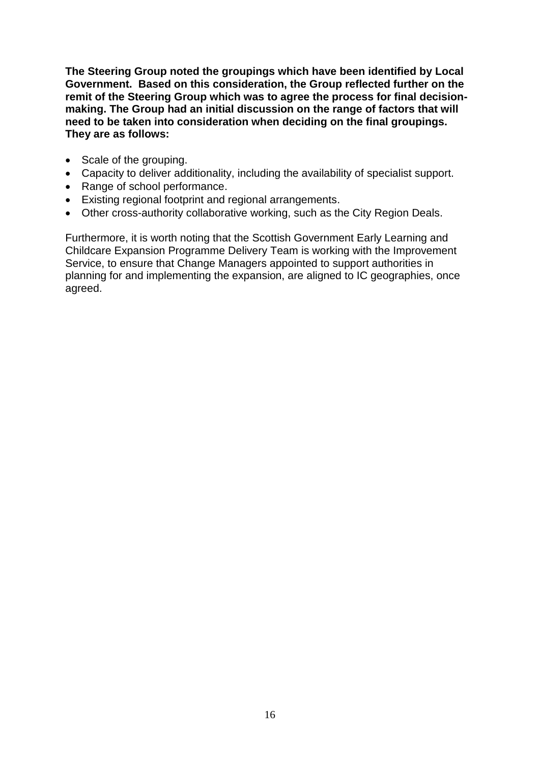**The Steering Group noted the groupings which have been identified by Local Government. Based on this consideration, the Group reflected further on the remit of the Steering Group which was to agree the process for final decision-making. The Group had an initial discussion on the range of factors that will need to be taken into consideration when deciding on the final groupings. They are as follows:**

- Scale of the grouping.
- Capacity to deliver additionality, including the availability of specialist support.
- Range of school performance.
- Existing regional footprint and regional arrangements.
- Other cross-authority collaborative working, such as the City Region Deals.

Furthermore, it is worth noting that the Scottish Government Early Learning and Childcare Expansion Programme Delivery Team is working with the Improvement Service, to ensure that Change Managers appointed to support authorities in planning for and implementing the expansion, are aligned to IC geographies, once agreed.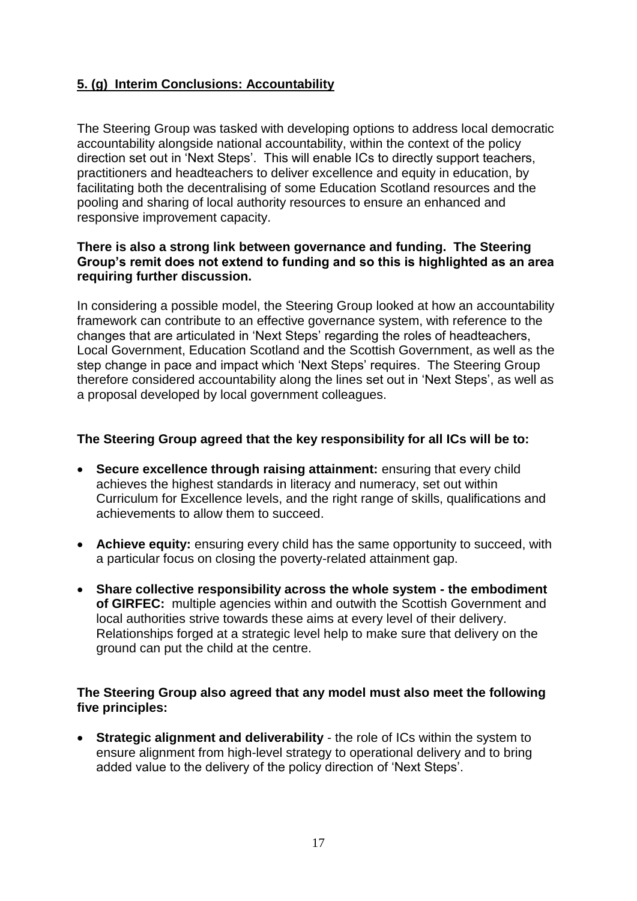## 5. (g) Interim Conclusions: Accountability

The Steering Group was tasked with developing options to address local democratic accountability alongside national accountability, within the context of the policy direction set out in 'Next Steps'. This will enable ICs to directly support teachers, practitioners and headteachers to deliver excellence and equity in education, by facilitating both the decentralising of some Education Scotland resources and the pooling and sharing of local authority resources to ensure an enhanced and responsive improvement capacity.

**There is also a strong link between governance and funding. The Steering Group's remit does not extend to funding and so this is highlighted as an area requiring further discussion.**

In considering a possible model, the Steering Group looked at how an accountability framework can contribute to an effective governance system, with reference to the changes that are articulated in 'Next Steps' regarding the roles of headteachers, Local Government, Education Scotland and the Scottish Government, as well as the step change in pace and impact which 'Next Steps' requires. The Steering Group therefore considered accountability along the lines set out in 'Next Steps', as well as a proposal developed by local government colleagues.

**The Steering Group agreed that the key responsibility for all ICs will be to:**

- **Secure excellence through raising attainment:** ensuring that every child achieves the highest standards in literacy and numeracy, set out within Curriculum for Excellence levels, and the right range of skills, qualifications and achievements to allow them to succeed.
- **Achieve equity:** ensuring every child has the same opportunity to succeed, with a particular focus on closing the poverty-related attainment gap.
- **Share collective responsibility across the whole system - the embodiment of GIRFEC:** multiple agencies within and outwith the Scottish Government and local authorities strive towards these aims at every level of their delivery. Relationships forged at a strategic level help to make sure that delivery on the ground can put the child at the centre.

**The Steering Group also agreed that any model must also meet the following five principles:**

- **Strategic alignment and deliverability** - the role of ICs within the system to ensure alignment from high-level strategy to operational delivery and to bring added value to the delivery of the policy direction of 'Next Steps'.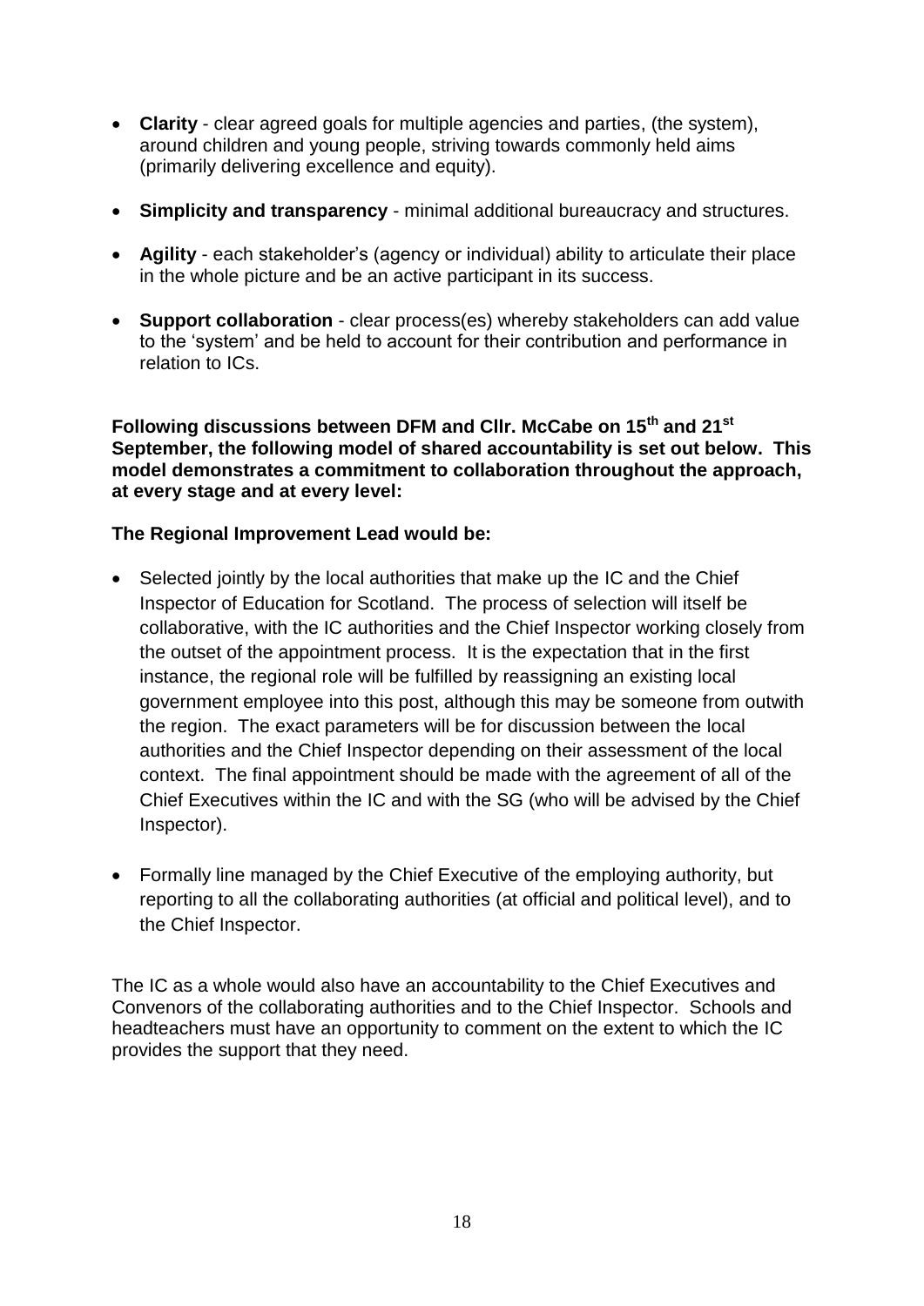- **Clarity** - clear agreed goals for multiple agencies and parties, (the system), around children and young people, striving towards commonly held aims (primarily delivering excellence and equity).

- **Simplicity and transparency** - minimal additional bureaucracy and structures.

- **Agility** - each stakeholder's (agency or individual) ability to articulate their place in the whole picture and be an active participant in its success.

- **Support collaboration** - clear process(es) whereby stakeholders can add value to the 'system' and be held to account for their contribution and performance in relation to ICs.

**Following discussions between DFM and Cllr. McCabe on 15th and 21st September, the following model of shared accountability is set out below. This model demonstrates a commitment to collaboration throughout the approach, at every stage and at every level:**

**The Regional Improvement Lead would be:**

- Selected jointly by the local authorities that make up the IC and the Chief Inspector of Education for Scotland. The process of selection will itself be collaborative, with the IC authorities and the Chief Inspector working closely from the outset of the appointment process. It is the expectation that in the first instance, the regional role will be fulfilled by reassigning an existing local government employee into this post, although this may be someone from outwith the region. The exact parameters will be for discussion between the local authorities and the Chief Inspector depending on their assessment of the local context. The final appointment should be made with the agreement of all of the Chief Executives within the IC and with the SG (who will be advised by the Chief Inspector).

- Formally line managed by the Chief Executive of the employing authority, but reporting to all the collaborating authorities (at official and political level), and to the Chief Inspector.

The IC as a whole would also have an accountability to the Chief Executives and Convenors of the collaborating authorities and to the Chief Inspector. Schools and headteachers must have an opportunity to comment on the extent to which the IC provides the support that they need.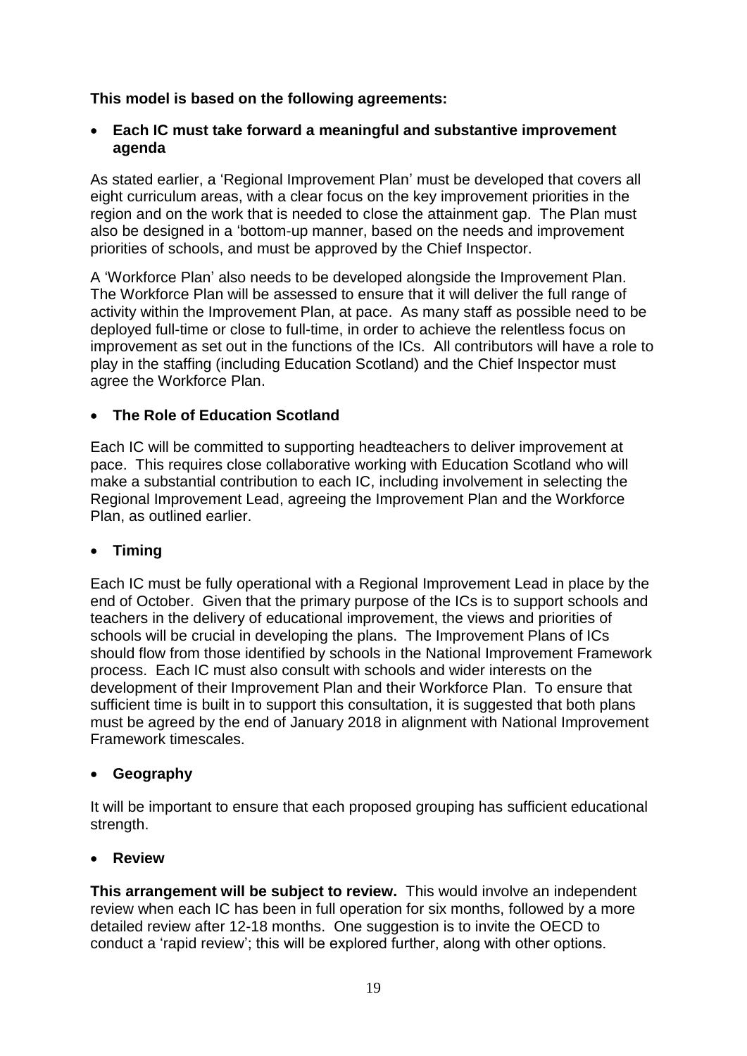**This model is based on the following agreements:**

- **Each IC must take forward a meaningful and substantive improvement agenda**

As stated earlier, a 'Regional Improvement Plan' must be developed that covers all eight curriculum areas, with a clear focus on the key improvement priorities in the region and on the work that is needed to close the attainment gap. The Plan must also be designed in a 'bottom-up manner, based on the needs and improvement priorities of schools, and must be approved by the Chief Inspector.

A 'Workforce Plan' also needs to be developed alongside the Improvement Plan. The Workforce Plan will be assessed to ensure that it will deliver the full range of activity within the Improvement Plan, at pace. As many staff as possible need to be deployed full-time or close to full-time, in order to achieve the relentless focus on improvement as set out in the functions of the ICs. All contributors will have a role to play in the staffing (including Education Scotland) and the Chief Inspector must agree the Workforce Plan.

- **The Role of Education Scotland**

Each IC will be committed to supporting headteachers to deliver improvement at pace. This requires close collaborative working with Education Scotland who will make a substantial contribution to each IC, including involvement in selecting the Regional Improvement Lead, agreeing the Improvement Plan and the Workforce Plan, as outlined earlier.

- **Timing**

Each IC must be fully operational with a Regional Improvement Lead in place by the end of October. Given that the primary purpose of the ICs is to support schools and teachers in the delivery of educational improvement, the views and priorities of schools will be crucial in developing the plans. The Improvement Plans of ICs should flow from those identified by schools in the National Improvement Framework process. Each IC must also consult with schools and wider interests on the development of their Improvement Plan and their Workforce Plan. To ensure that sufficient time is built in to support this consultation, it is suggested that both plans must be agreed by the end of January 2018 in alignment with National Improvement Framework timescales.

- **Geography**

It will be important to ensure that each proposed grouping has sufficient educational strength.

- **Review**

**This arrangement will be subject to review.** This would involve an independent review when each IC has been in full operation for six months, followed by a more detailed review after 12-18 months. One suggestion is to invite the OECD to conduct a 'rapid review'; this will be explored further, along with other options.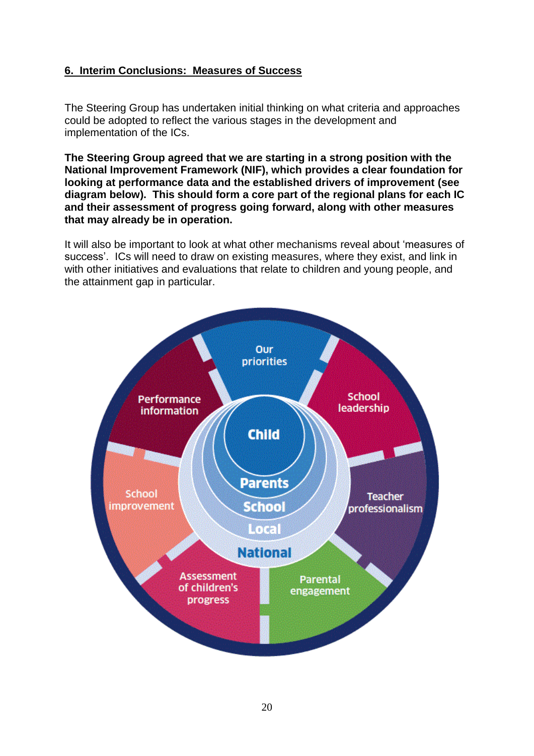## 6. Interim Conclusions: Measures of Success

The Steering Group has undertaken initial thinking on what criteria and approaches could be adopted to reflect the various stages in the development and implementation of the ICs.

**The Steering Group agreed that we are starting in a strong position with the National Improvement Framework (NIF), which provides a clear foundation for looking at performance data and the established drivers of improvement (see diagram below). This should form a core part of the regional plans for each IC and their assessment of progress going forward, along with other measures that may already be in operation.**

It will also be important to look at what other mechanisms reveal about 'measures of success'. ICs will need to draw on existing measures, where they exist, and link in with other initiatives and evaluations that relate to children and young people, and the attainment gap in particular.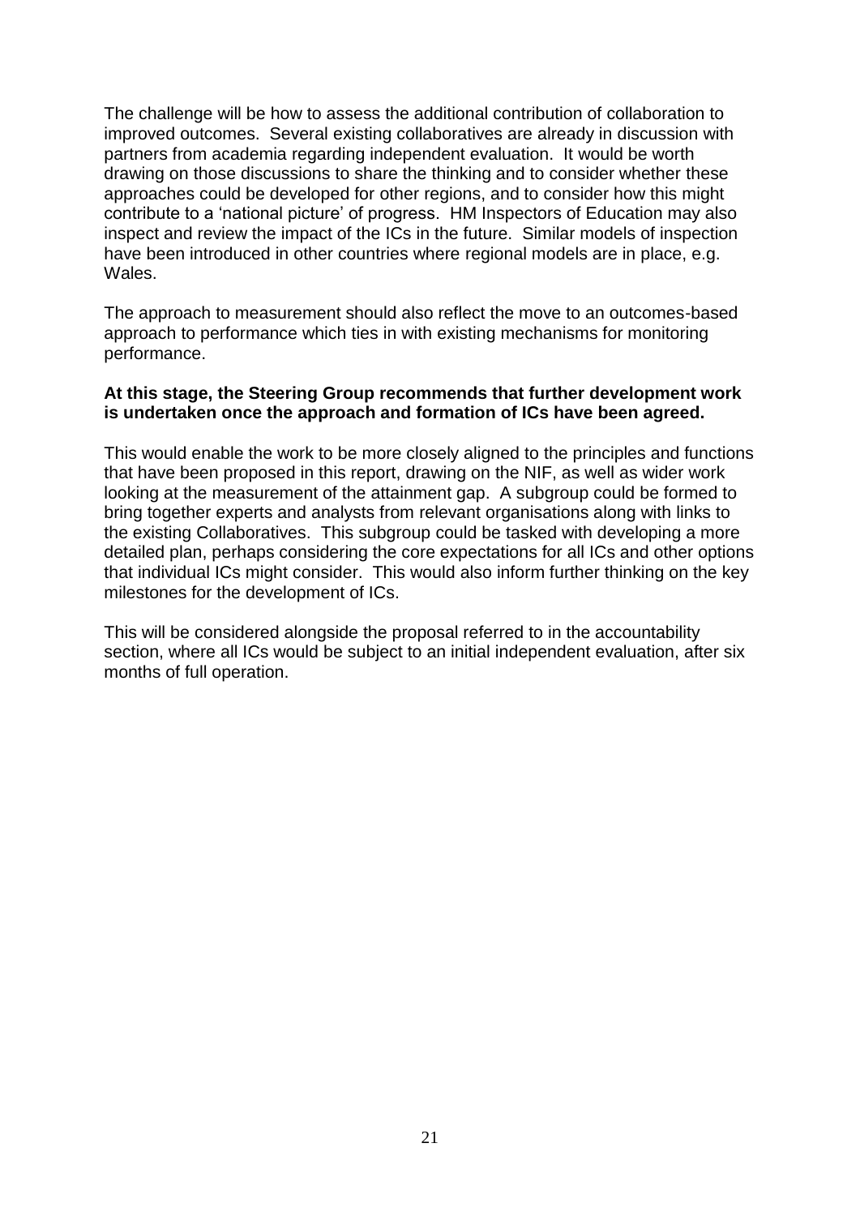The challenge will be how to assess the additional contribution of collaboration to improved outcomes. Several existing collaboratives are already in discussion with partners from academia regarding independent evaluation. It would be worth drawing on those discussions to share the thinking and to consider whether these approaches could be developed for other regions, and to consider how this might contribute to a 'national picture' of progress. HM Inspectors of Education may also inspect and review the impact of the ICs in the future. Similar models of inspection have been introduced in other countries where regional models are in place, e.g. Wales.

The approach to measurement should also reflect the move to an outcomes-based approach to performance which ties in with existing mechanisms for monitoring performance.

**At this stage, the Steering Group recommends that further development work is undertaken once the approach and formation of ICs have been agreed.**

This would enable the work to be more closely aligned to the principles and functions that have been proposed in this report, drawing on the NIF, as well as wider work looking at the measurement of the attainment gap. A subgroup could be formed to bring together experts and analysts from relevant organisations along with links to the existing Collaboratives. This subgroup could be tasked with developing a more detailed plan, perhaps considering the core expectations for all ICs and other options that individual ICs might consider. This would also inform further thinking on the key milestones for the development of ICs.

This will be considered alongside the proposal referred to in the accountability section, where all ICs would be subject to an initial independent evaluation, after six months of full operation.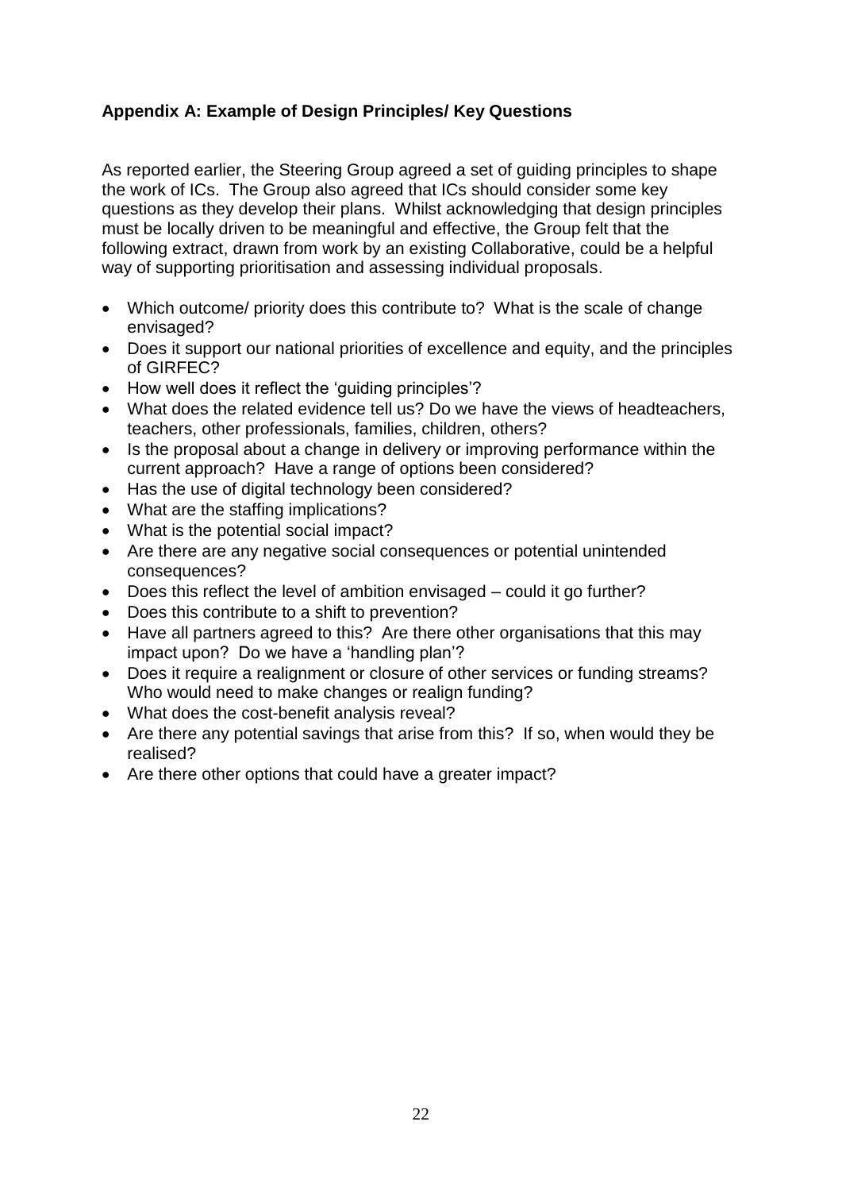## Appendix A: Example of Design Principles/ Key Questions

As reported earlier, the Steering Group agreed a set of guiding principles to shape the work of ICs. The Group also agreed that ICs should consider some key questions as they develop their plans. Whilst acknowledging that design principles must be locally driven to be meaningful and effective, the Group felt that the following extract, drawn from work by an existing Collaborative, could be a helpful way of supporting prioritisation and assessing individual proposals.

- Which outcome/ priority does this contribute to? What is the scale of change envisaged?
- Does it support our national priorities of excellence and equity, and the principles of GIRFEC?
- How well does it reflect the 'guiding principles'?
- What does the related evidence tell us? Do we have the views of headteachers, teachers, other professionals, families, children, others?
- Is the proposal about a change in delivery or improving performance within the current approach? Have a range of options been considered?
- Has the use of digital technology been considered?
- What are the staffing implications?
- What is the potential social impact?
- Are there are any negative social consequences or potential unintended consequences?
- Does this reflect the level of ambition envisaged – could it go further?
- Does this contribute to a shift to prevention?
- Have all partners agreed to this? Are there other organisations that this may impact upon? Do we have a 'handling plan'?
- Does it require a realignment or closure of other services or funding streams? Who would need to make changes or realign funding?
- What does the cost-benefit analysis reveal?
- Are there any potential savings that arise from this? If so, when would they be realised?
- Are there other options that could have a greater impact?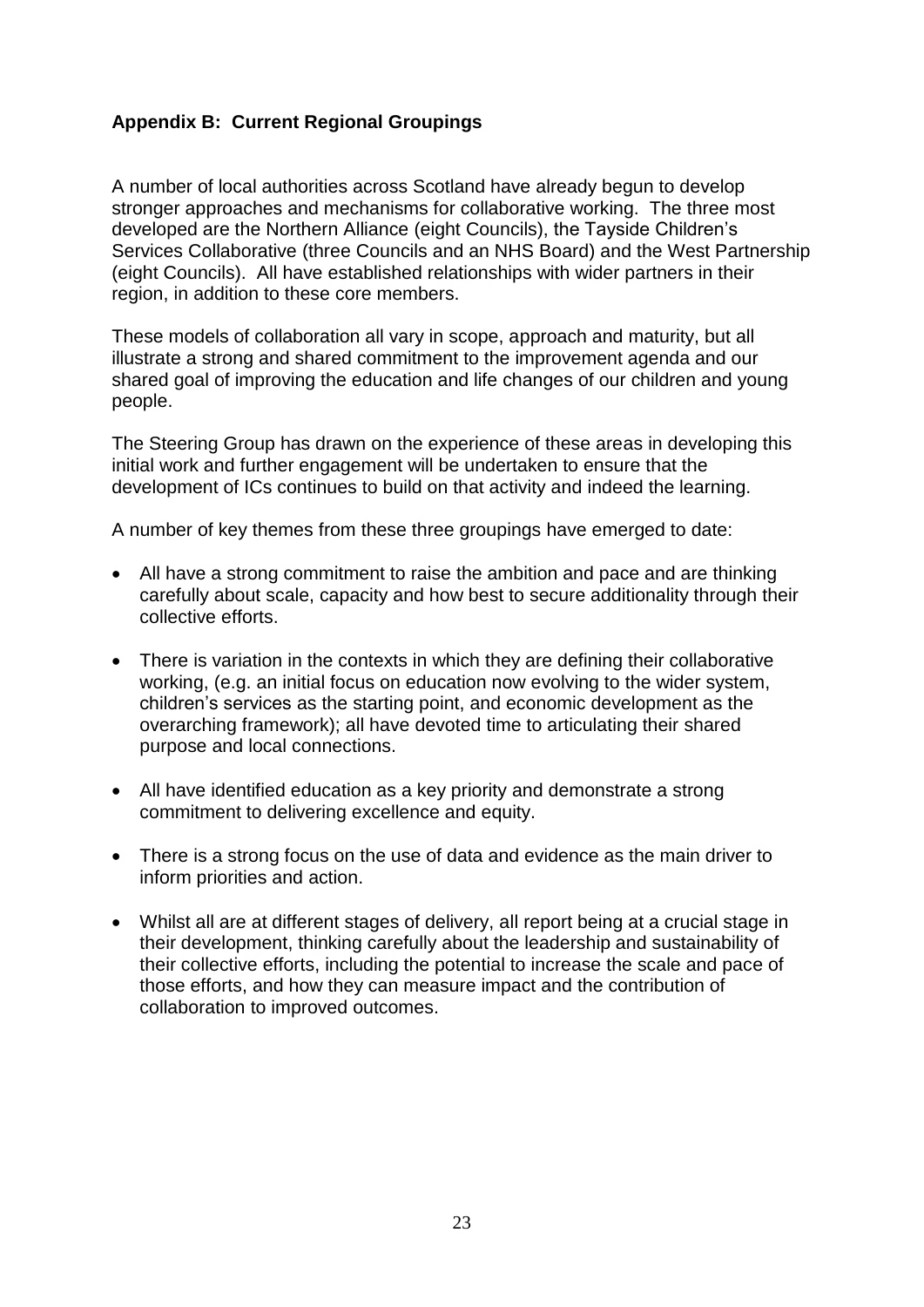## Appendix B: Current Regional Groupings

A number of local authorities across Scotland have already begun to develop stronger approaches and mechanisms for collaborative working. The three most developed are the Northern Alliance (eight Councils), the Tayside Children's Services Collaborative (three Councils and an NHS Board) and the West Partnership (eight Councils). All have established relationships with wider partners in their region, in addition to these core members.

These models of collaboration all vary in scope, approach and maturity, but all illustrate a strong and shared commitment to the improvement agenda and our shared goal of improving the education and life changes of our children and young people.

The Steering Group has drawn on the experience of these areas in developing this initial work and further engagement will be undertaken to ensure that the development of ICs continues to build on that activity and indeed the learning.

A number of key themes from these three groupings have emerged to date:

- All have a strong commitment to raise the ambition and pace and are thinking carefully about scale, capacity and how best to secure additionality through their collective efforts.
- There is variation in the contexts in which they are defining their collaborative working, (e.g. an initial focus on education now evolving to the wider system, children's services as the starting point, and economic development as the overarching framework); all have devoted time to articulating their shared purpose and local connections.
- All have identified education as a key priority and demonstrate a strong commitment to delivering excellence and equity.
- There is a strong focus on the use of data and evidence as the main driver to inform priorities and action.
- Whilst all are at different stages of delivery, all report being at a crucial stage in their development, thinking carefully about the leadership and sustainability of their collective efforts, including the potential to increase the scale and pace of those efforts, and how they can measure impact and the contribution of collaboration to improved outcomes.